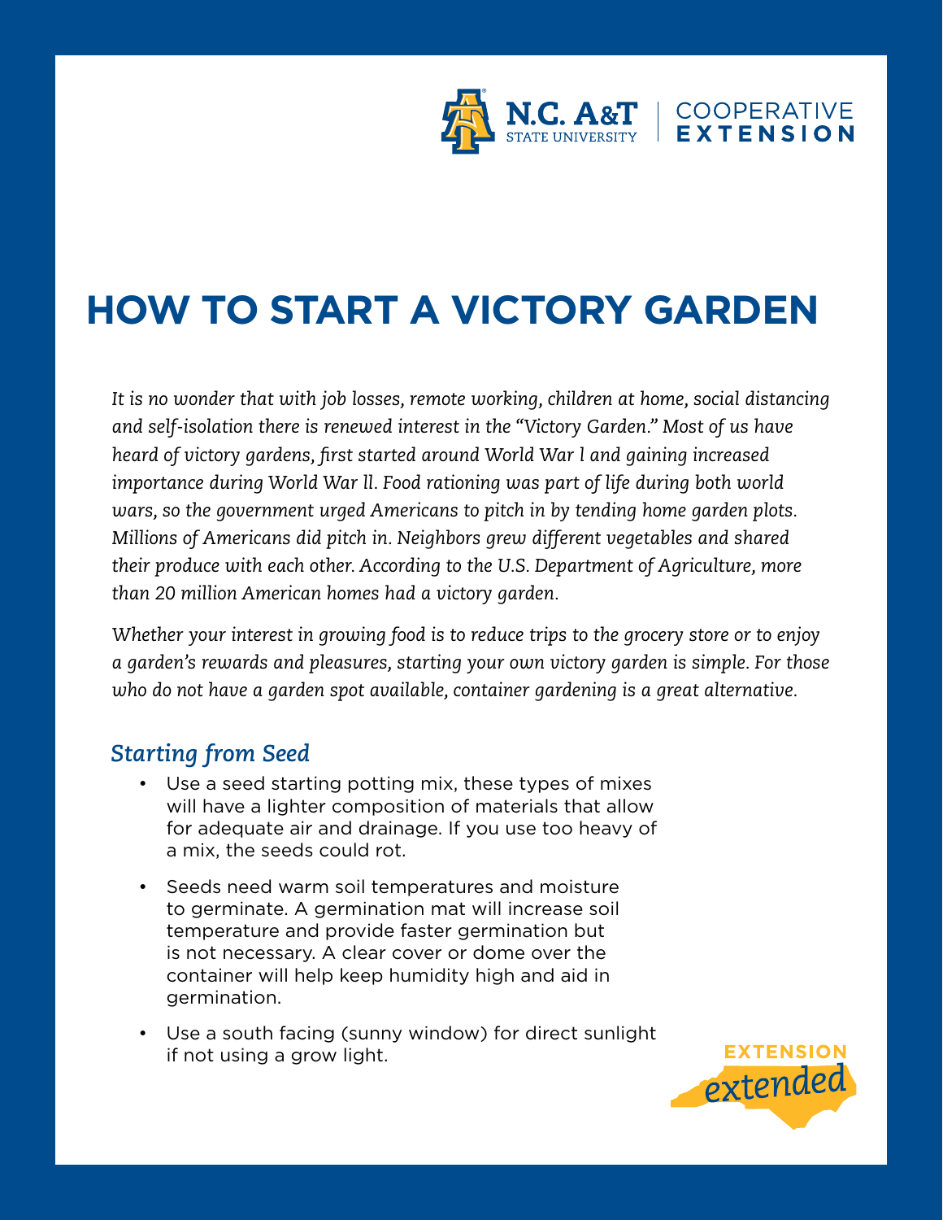# HOW TO START A VICTORY GARDEN

*It is no wonder that with job losses, remote working, children at home, social distancing and self-isolation there is renewed interest in the "Victory Garden." Most of us have heard of victory gardens, first started around World War l and gaining increased importance during World War ll. Food rationing was part of life during both world wars, so the government urged Americans to pitch in by tending home garden plots. Millions of Americans did pitch in. Neighbors grew different vegetables and shared their produce with each other. According to the U.S. Department of Agriculture, more than 20 million American homes had a victory garden.*

*Whether your interest in growing food is to reduce trips to the grocery store or to enjoy a garden's rewards and pleasures, starting your own victory garden is simple. For those who do not have a garden spot available, container gardening is a great alternative.*

## *Starting from Seed*

- Use a seed starting potting mix, these types of mixes will have a lighter composition of materials that allow for adequate air and drainage. If you use too heavy of a mix, the seeds could rot.
- Seeds need warm soil temperatures and moisture to germinate. A germination mat will increase soil temperature and provide faster germination but is not necessary. A clear cover or dome over the container will help keep humidity high and aid in germination.
- Use a south facing (sunny window) for direct sunlight if not using a grow light.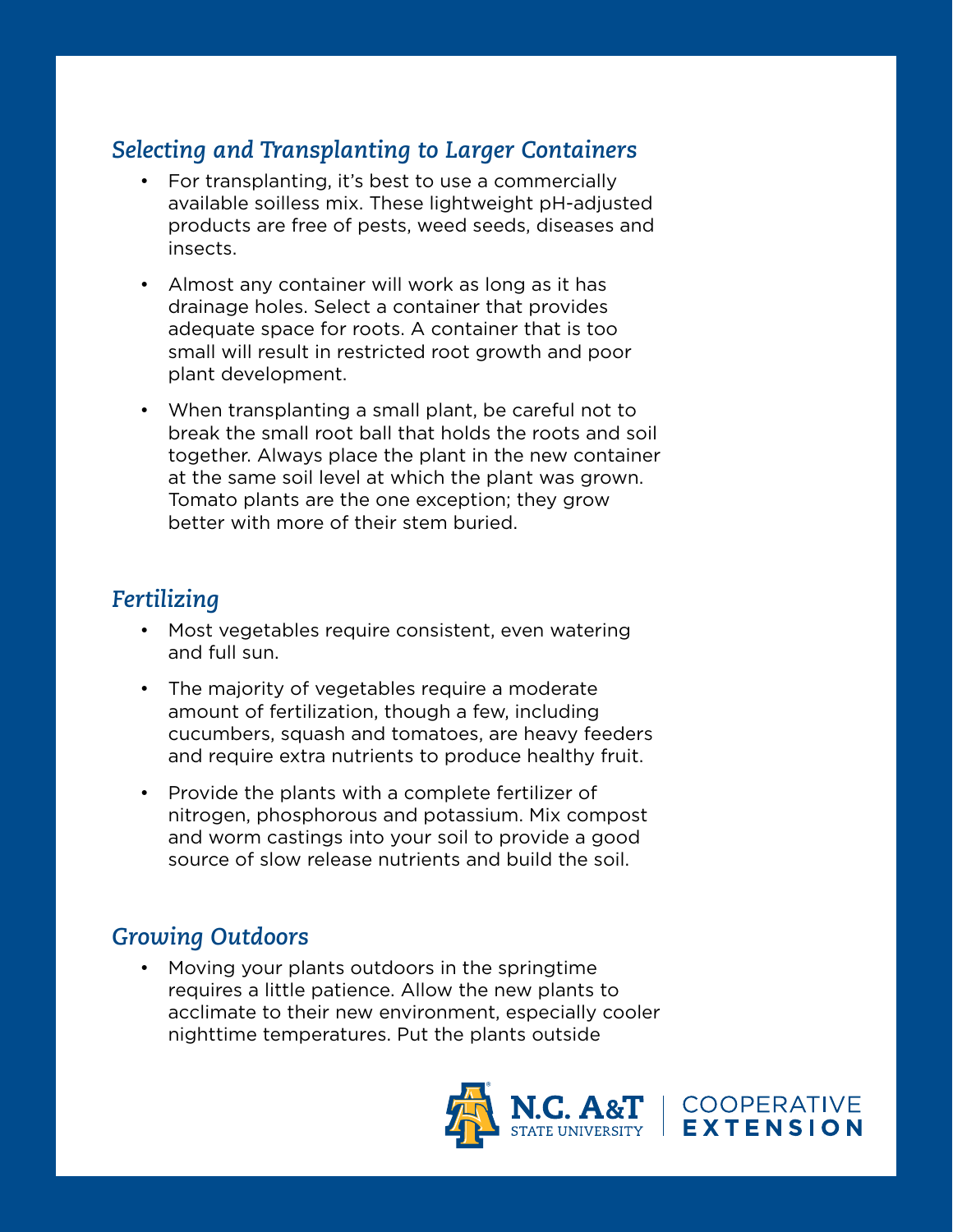## *Selecting and Transplanting to Larger Containers*

- For transplanting, it's best to use a commercially available soilless mix. These lightweight pH-adjusted products are free of pests, weed seeds, diseases and insects.
- Almost any container will work as long as it has drainage holes. Select a container that provides adequate space for roots. A container that is too small will result in restricted root growth and poor plant development.
- When transplanting a small plant, be careful not to break the small root ball that holds the roots and soil together. Always place the plant in the new container at the same soil level at which the plant was grown. Tomato plants are the one exception; they grow better with more of their stem buried.

## *Fertilizing*

- Most vegetables require consistent, even watering and full sun.
- The majority of vegetables require a moderate amount of fertilization, though a few, including cucumbers, squash and tomatoes, are heavy feeders and require extra nutrients to produce healthy fruit.
- Provide the plants with a complete fertilizer of nitrogen, phosphorous and potassium. Mix compost and worm castings into your soil to provide a good source of slow release nutrients and build the soil.

## *Growing Outdoors*

- Moving your plants outdoors in the springtime requires a little patience. Allow the new plants to acclimate to their new environment, especially cooler nighttime temperatures. Put the plants outside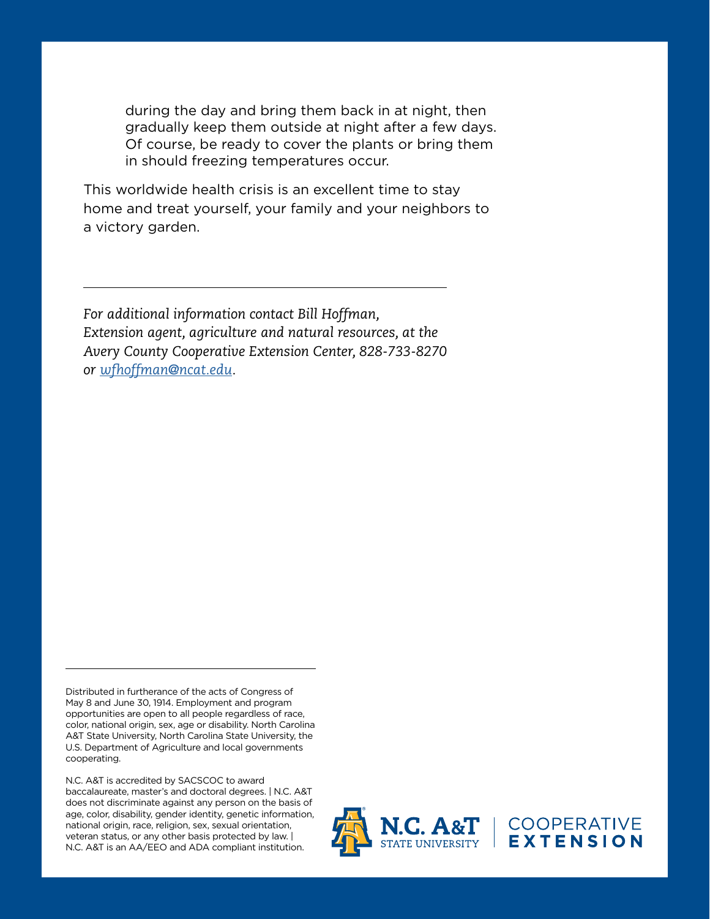during the day and bring them back in at night, then gradually keep them outside at night after a few days. Of course, be ready to cover the plants or bring them in should freezing temperatures occur.

This worldwide health crisis is an excellent time to stay home and treat yourself, your family and your neighbors to a victory garden.

---

*For additional information contact Bill Hoffman, Extension agent, agriculture and natural resources, at the Avery County Cooperative Extension Center, 828-733-8270 or [wfhoffman@ncat.edu](mailto:wfhoffman@ncat.edu).*

---

Distributed in furtherance of the acts of Congress of May 8 and June 30, 1914. Employment and program opportunities are open to all people regardless of race, color, national origin, sex, age or disability. North Carolina A&T State University, North Carolina State University, the U.S. Department of Agriculture and local governments cooperating.

N.C. A&T is accredited by SACSCOC to award baccalaureate, master's and doctoral degrees. | N.C. A&T does not discriminate against any person on the basis of age, color, disability, gender identity, genetic information, national origin, race, religion, sex, sexual orientation, veteran status, or any other basis protected by law. | N.C. A&T is an AA/EEO and ADA compliant institution.

N.C. A&T STATE UNIVERSITY | COOPERATIVE EXTENSION